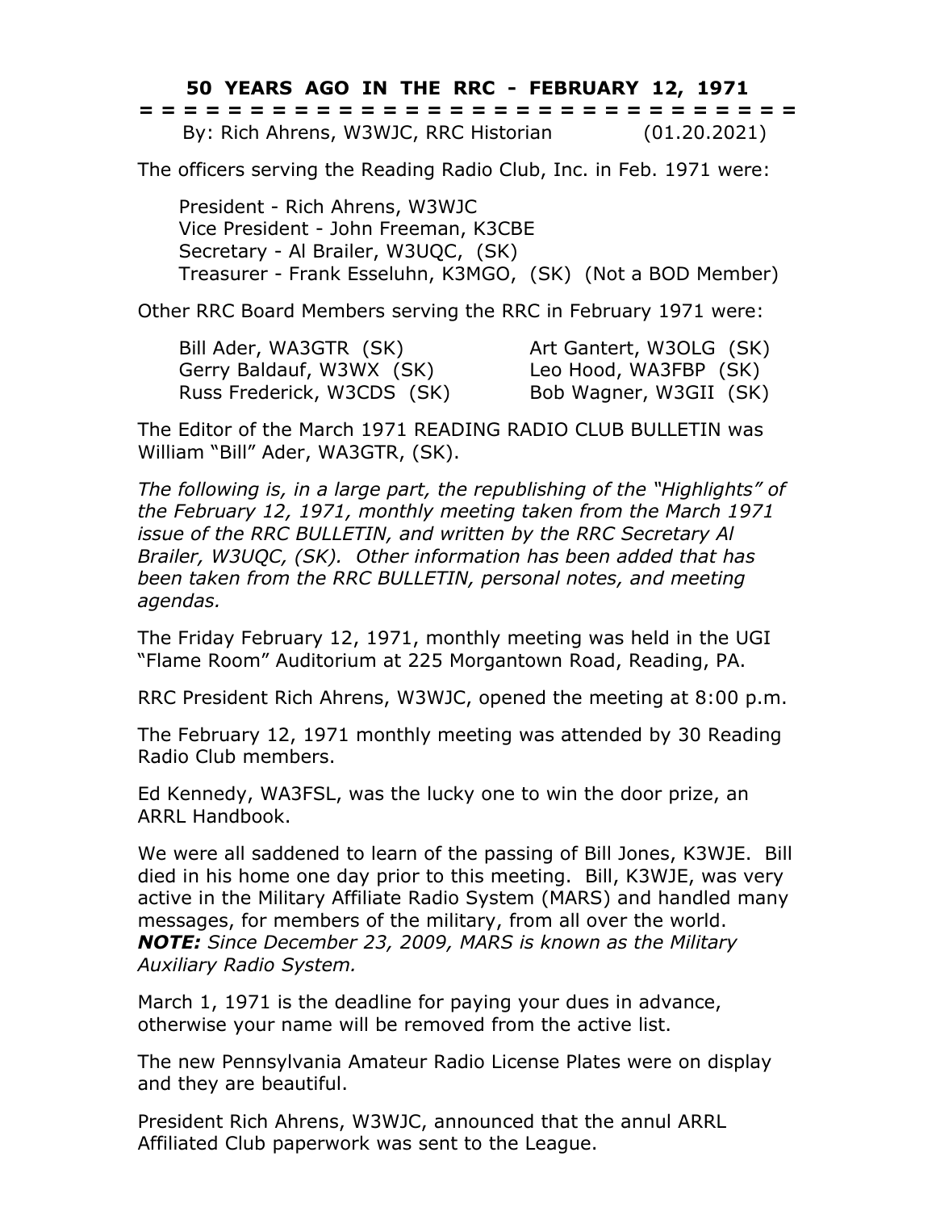# 50 YEARS AGO IN THE RRC - FEBRUARY 12, 1971

= = = = = = = = = = = = = = = = = = = = = = = = = = = = = = = = = =

By: Rich Ahrens, W3WJC, RRC Historian (01.20.2021)

The officers serving the Reading Radio Club, Inc. in Feb. 1971 were:

President - Rich Ahrens, W3WJC
Vice President - John Freeman, K3CBE
Secretary - Al Brailer, W3UQC, (SK)
Treasurer - Frank Esseluhn, K3MGO, (SK) (Not a BOD Member)

Other RRC Board Members serving the RRC in February 1971 were:

Bill Ader, WA3GTR (SK)
Gerry Baldauf, W3WX (SK)
Russ Frederick, W3CDS (SK)
Art Gantert, W3OLG (SK)
Leo Hood, WA3FBP (SK)
Bob Wagner, W3GII (SK)

The Editor of the March 1971 READING RADIO CLUB BULLETIN was William "Bill" Ader, WA3GTR, (SK).

*The following is, in a large part, the republishing of the "Highlights" of the February 12, 1971, monthly meeting taken from the March 1971 issue of the RRC BULLETIN, and written by the RRC Secretary Al Brailer, W3UQC, (SK). Other information has been added that has been taken from the RRC BULLETIN, personal notes, and meeting agendas.*

The Friday February 12, 1971, monthly meeting was held in the UGI "Flame Room" Auditorium at 225 Morgantown Road, Reading, PA.

RRC President Rich Ahrens, W3WJC, opened the meeting at 8:00 p.m.

The February 12, 1971 monthly meeting was attended by 30 Reading Radio Club members.

Ed Kennedy, WA3FSL, was the lucky one to win the door prize, an ARRL Handbook.

We were all saddened to learn of the passing of Bill Jones, K3WJE. Bill died in his home one day prior to this meeting. Bill, K3WJE, was very active in the Military Affiliate Radio System (MARS) and handled many messages, for members of the military, from all over the world.
***NOTE:*** *Since December 23, 2009, MARS is known as the Military Auxiliary Radio System.*

March 1, 1971 is the deadline for paying your dues in advance, otherwise your name will be removed from the active list.

The new Pennsylvania Amateur Radio License Plates were on display and they are beautiful.

President Rich Ahrens, W3WJC, announced that the annul ARRL Affiliated Club paperwork was sent to the League.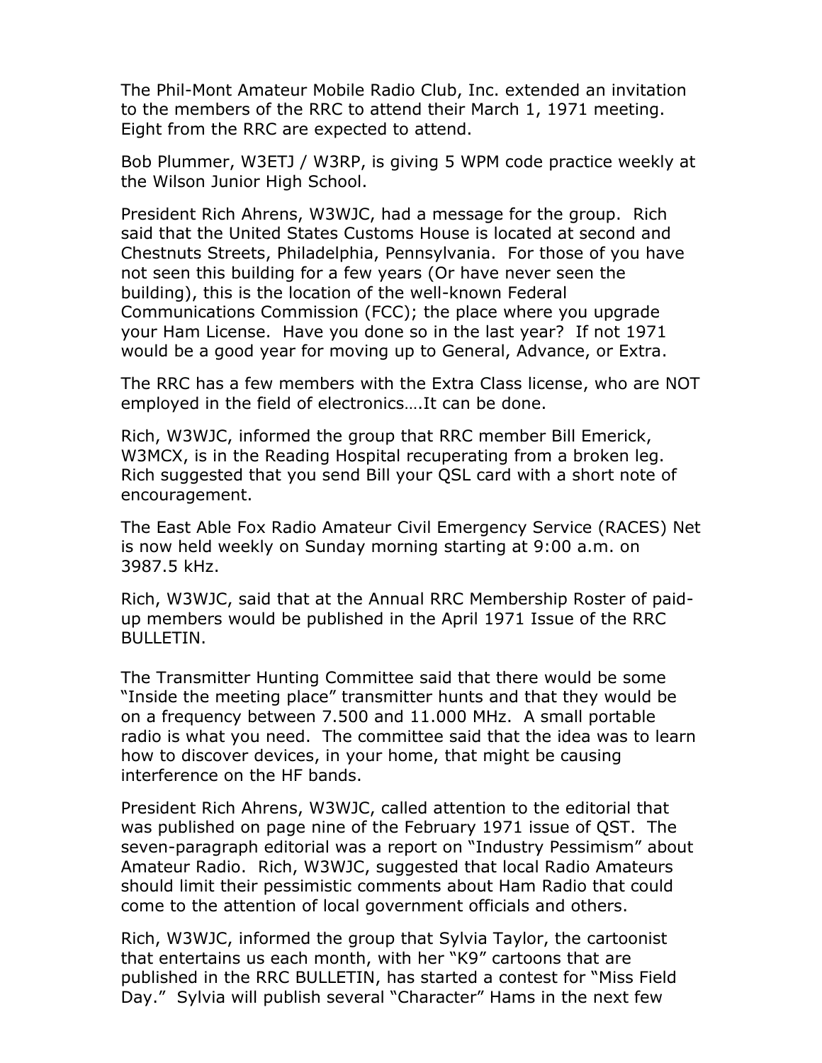The Phil-Mont Amateur Mobile Radio Club, Inc. extended an invitation to the members of the RRC to attend their March 1, 1971 meeting. Eight from the RRC are expected to attend.

Bob Plummer, W3ETJ / W3RP, is giving 5 WPM code practice weekly at the Wilson Junior High School.

President Rich Ahrens, W3WJC, had a message for the group. Rich said that the United States Customs House is located at second and Chestnuts Streets, Philadelphia, Pennsylvania. For those of you have not seen this building for a few years (Or have never seen the building), this is the location of the well-known Federal Communications Commission (FCC); the place where you upgrade your Ham License. Have you done so in the last year? If not 1971 would be a good year for moving up to General, Advance, or Extra.

The RRC has a few members with the Extra Class license, who are NOT employed in the field of electronics….It can be done.

Rich, W3WJC, informed the group that RRC member Bill Emerick, W3MCX, is in the Reading Hospital recuperating from a broken leg. Rich suggested that you send Bill your QSL card with a short note of encouragement.

The East Able Fox Radio Amateur Civil Emergency Service (RACES) Net is now held weekly on Sunday morning starting at 9:00 a.m. on 3987.5 kHz.

Rich, W3WJC, said that at the Annual RRC Membership Roster of paid-up members would be published in the April 1971 Issue of the RRC BULLETIN.

The Transmitter Hunting Committee said that there would be some "Inside the meeting place" transmitter hunts and that they would be on a frequency between 7.500 and 11.000 MHz. A small portable radio is what you need. The committee said that the idea was to learn how to discover devices, in your home, that might be causing interference on the HF bands.

President Rich Ahrens, W3WJC, called attention to the editorial that was published on page nine of the February 1971 issue of QST. The seven-paragraph editorial was a report on "Industry Pessimism" about Amateur Radio. Rich, W3WJC, suggested that local Radio Amateurs should limit their pessimistic comments about Ham Radio that could come to the attention of local government officials and others.

Rich, W3WJC, informed the group that Sylvia Taylor, the cartoonist that entertains us each month, with her "K9" cartoons that are published in the RRC BULLETIN, has started a contest for "Miss Field Day." Sylvia will publish several "Character" Hams in the next few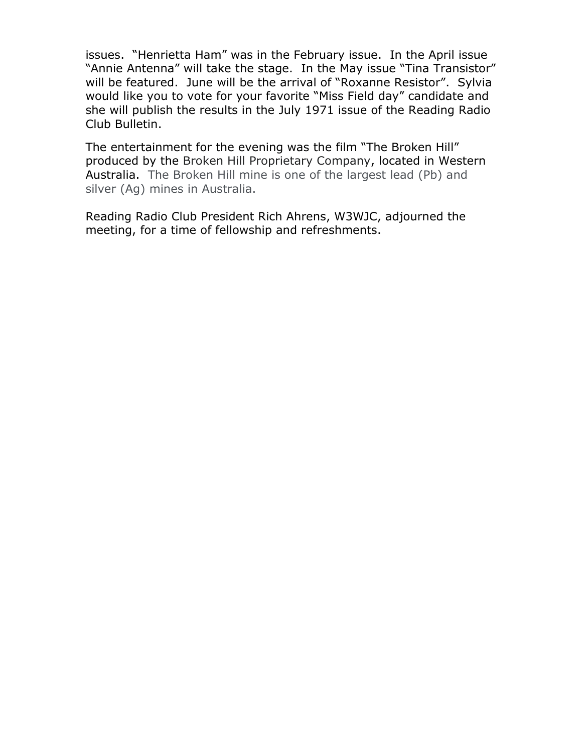issues. "Henrietta Ham" was in the February issue. In the April issue "Annie Antenna" will take the stage. In the May issue "Tina Transistor" will be featured. June will be the arrival of "Roxanne Resistor". Sylvia would like you to vote for your favorite "Miss Field day" candidate and she will publish the results in the July 1971 issue of the Reading Radio Club Bulletin.

The entertainment for the evening was the film "The Broken Hill" produced by the Broken Hill Proprietary Company, located in Western Australia. The Broken Hill mine is one of the largest lead (Pb) and silver (Ag) mines in Australia.

Reading Radio Club President Rich Ahrens, W3WJC, adjourned the meeting, for a time of fellowship and refreshments.